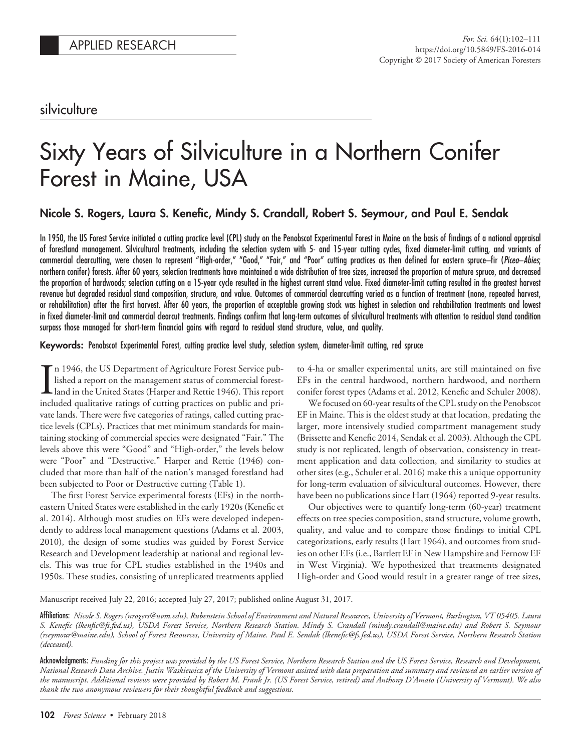APPLIED RESEARCH

silviculture

# Sixty Years of Silviculture in a Northern Conifer Forest in Maine, USA

**Nicole S. Rogers, Laura S. Kenefic, Mindy S. Crandall, Robert S. Seymour, and Paul E. Sendak**

In 1950, the US Forest Service initiated a cutting practice level (CPL) study on the Penobscot Experimental Forest in Maine on the basis of findings of a national appraisal of forestland management. Silvicultural treatments, including the selection system with 5- and 15-year cutting cycles, fixed diameter-limit cutting, and variants of commercial clearcutting, were chosen to represent "High-order," "Good," "Fair," and "Poor" cutting practices as then defined for eastern spruce–fir (*Picea–Abies*; northern conifer) forests. After 60 years, selection treatments have maintained a wide distribution of tree sizes, increased the proportion of mature spruce, and decreased the proportion of hardwoods; selection cutting on a 15-year cycle resulted in the highest current stand value. Fixed diameter-limit cutting resulted in the greatest harvest revenue but degraded residual stand composition, structure, and value. Outcomes of commercial clearcutting varied as a function of treatment (none, repeated harvest, or rehabilitation) after the first harvest. After 60 years, the proportion of acceptable growing stock was highest in selection and rehabilitation treatments and lowest in fixed diameter-limit and commercial clearcut treatments. Findings confirm that long-term outcomes of silvicultural treatments with attention to residual stand condition surpass those managed for short-term financial gains with regard to residual stand structure, value, and quality.

**Keywords:** Penobscot Experimental Forest, cutting practice level study, selection system, diameter-limit cutting, red spruce

In 1946, the US Department of Agriculture Forest Service published a report on the management status of commercial forestland in the United States (Harper and Rettie 1946). This report included qualitative ratings of cutting practices on public and private lands. There were five categories of ratings, called cutting practice levels (CPLs). Practices that met minimum standards for maintaining stocking of commercial species were designated "Fair." The levels above this were "Good" and "High-order," the levels below were "Poor" and "Destructive." Harper and Rettie (1946) concluded that more than half of the nation's managed forestland had been subjected to Poor or Destructive cutting (Table 1).

The first Forest Service experimental forests (EFs) in the northeastern United States were established in the early 1920s (Kenefic et al. 2014). Although most studies on EFs were developed independently to address local management questions (Adams et al. 2003, 2010), the design of some studies was guided by Forest Service Research and Development leadership at national and regional levels. This was true for CPL studies established in the 1940s and 1950s. These studies, consisting of unreplicated treatments applied to 4-ha or smaller experimental units, are still maintained on five EFs in the central hardwood, northern hardwood, and northern conifer forest types (Adams et al. 2012, Kenefic and Schuler 2008).

We focused on 60-year results of the CPL study on the Penobscot EF in Maine. This is the oldest study at that location, predating the larger, more intensively studied compartment management study (Brissette and Kenefic 2014, Sendak et al. 2003). Although the CPL study is not replicated, length of observation, consistency in treatment application and data collection, and similarity to studies at other sites (e.g., Schuler et al. 2016) make this a unique opportunity for long-term evaluation of silvicultural outcomes. However, there have been no publications since Hart (1964) reported 9-year results.

Our objectives were to quantify long-term (60-year) treatment effects on tree species composition, stand structure, volume growth, quality, and value and to compare those findings to initial CPL categorizations, early results (Hart 1964), and outcomes from studies on other EFs (i.e., Bartlett EF in New Hampshire and Fernow EF in West Virginia). We hypothesized that treatments designated High-order and Good would result in a greater range of tree sizes,

Manuscript received July 22, 2016; accepted July 27, 2017; published online August 31, 2017.

**Affiliations:** *Nicole S. Rogers (nrogers@uvm.edu), Rubenstein School of Environment and Natural Resources, University of Vermont, Burlington, VT 05405. Laura S. Kenefic (lkenefic@fs.fed.us), USDA Forest Service, Northern Research Station. Mindy S. Crandall (mindy.crandall@maine.edu) and Robert S. Seymour (rseymour@maine.edu), School of Forest Resources, University of Maine. Paul E. Sendak (lkenefic@fs.fed.us), USDA Forest Service, Northern Research Station (deceased).*

**Acknowledgments:** *Funding for this project was provided by the US Forest Service, Northern Research Station and the US Forest Service, Research and Development, National Research Data Archive. Justin Waskiewicz of the University of Vermont assisted with data preparation and summary and reviewed an earlier version of the manuscript. Additional reviews were provided by Robert M. Frank Jr. (US Forest Service, retired) and Anthony D'Amato (University of Vermont). We also thank the two anonymous reviewers for their thoughtful feedback and suggestions.*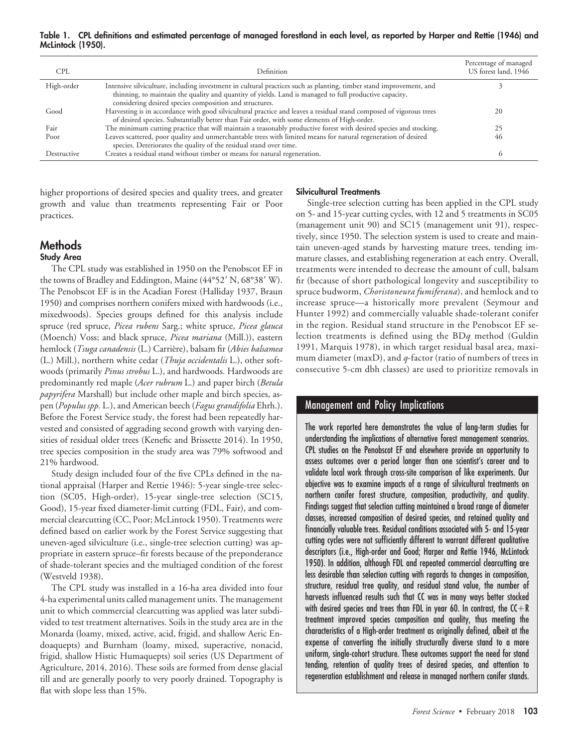**Table 1. CPL definitions and estimated percentage of managed forestland in each level, as reported by Harper and Rettie (1946) and McLintock (1950).**

| CPL | Definition | Percentage of managed US forest land, 1946 |
|---|---|---|
| High-order | Intensive silviculture, including investment in cultural practices such as planting, timber stand improvement, and thinning, to maintain the quality and quantity of yields. Land is managed to full productive capacity, considering desired species composition and structures. | 3 |
| Good | Harvesting is in accordance with good silvicultural practice and leaves a residual stand composed of vigorous trees of desired species. Substantially better than Fair order, with some elements of High-order. | 20 |
| Fair | The minimum cutting practice that will maintain a reasonably productive forest with desired species and stocking. | 25 |
| Poor | Leaves scattered, poor quality and unmerchantable trees with limited means for natural regeneration of desired species. Deteriorates the quality of the residual stand over time. | 46 |
| Destructive | Creates a residual stand without timber or means for natural regeneration. | 6 |

higher proportions of desired species and quality trees, and greater growth and value than treatments representing Fair or Poor practices.

## Methods

### Study Area

The CPL study was established in 1950 on the Penobscot EF in the towns of Bradley and Eddington, Maine (44°52′ N, 68°38′ W). The Penobscot EF is in the Acadian Forest (Halliday 1937, Braun 1950) and comprises northern conifers mixed with hardwoods (i.e., mixedwoods). Species groups defined for this analysis include spruce (red spruce, *Picea rubens* Sarg.; white spruce, *Picea glauca* (Moench) Voss; and black spruce, *Picea mariana* (Mill.)), eastern hemlock (*Tsuga canadensis* (L.) Carrière), balsam fir (*Abies balsamea* (L.) Mill.), northern white cedar (*Thuja occidentalis* L.), other softwoods (primarily *Pinus strobus* L.), and hardwoods. Hardwoods are predominantly red maple (*Acer rubrum* L.) and paper birch (*Betula papyrifera* Marshall) but include other maple and birch species, aspen (*Populus spp.* L.), and American beech (*Fagus grandifolia* Ehrh.). Before the Forest Service study, the forest had been repeatedly harvested and consisted of aggrading second growth with varying densities of residual older trees (Kenefic and Brissette 2014). In 1950, tree species composition in the study area was 79% softwood and 21% hardwood.

Study design included four of the five CPLs defined in the national appraisal (Harper and Rettie 1946): 5-year single-tree selection (SC05, High-order), 15-year single-tree selection (SC15, Good), 15-year fixed diameter-limit cutting (FDL, Fair), and commercial clearcutting (CC, Poor; McLintock 1950). Treatments were defined based on earlier work by the Forest Service suggesting that uneven-aged silviculture (i.e., single-tree selection cutting) was appropriate in eastern spruce–fir forests because of the preponderance of shade-tolerant species and the multiaged condition of the forest (Westveld 1938).

The CPL study was installed in a 16-ha area divided into four 4-ha experimental units called management units. The management unit to which commercial clearcutting was applied was later subdivided to test treatment alternatives. Soils in the study area are in the Monarda (loamy, mixed, active, acid, frigid, and shallow Aeric Endoaquepts) and Burnham (loamy, mixed, superactive, nonacid, frigid, shallow Histic Humaquepts) soil series (US Department of Agriculture, 2014, 2016). These soils are formed from dense glacial till and are generally poorly to very poorly drained. Topography is flat with slope less than 15%.

### Silvicultural Treatments

Single-tree selection cutting has been applied in the CPL study on 5- and 15-year cutting cycles, with 12 and 5 treatments in SC05 (management unit 90) and SC15 (management unit 91), respectively, since 1950. The selection system is used to create and maintain uneven-aged stands by harvesting mature trees, tending immature classes, and establishing regeneration at each entry. Overall, treatments were intended to decrease the amount of cull, balsam fir (because of short pathological longevity and susceptibility to spruce budworm, *Choristoneura fumiferana*), and hemlock and to increase spruce—a historically more prevalent (Seymour and Hunter 1992) and commercially valuable shade-tolerant conifer in the region. Residual stand structure in the Penobscot EF selection treatments is defined using the BD*q* method (Guldin 1991, Marquis 1978), in which target residual basal area, maximum diameter (maxD), and *q*-factor (ratio of numbers of trees in consecutive 5-cm dbh classes) are used to prioritize removals in

## Management and Policy Implications

The work reported here demonstrates the value of long-term studies for understanding the implications of alternative forest management scenarios. CPL studies on the Penobscot EF and elsewhere provide an opportunity to assess outcomes over a period longer than one scientist's career and to validate local work through cross-site comparison of like experiments. Our objective was to examine impacts of a range of silvicultural treatments on northern conifer forest structure, composition, productivity, and quality. Findings suggest that selection cutting maintained a broad range of diameter classes, increased composition of desired species, and retained quality and financially valuable trees. Residual conditions associated with 5- and 15-year cutting cycles were not sufficiently different to warrant different qualitative descriptors (i.e., High-order and Good; Harper and Rettie 1946, McLintock 1950). In addition, although FDL and repeated commercial clearcutting are less desirable than selection cutting with regards to changes in composition, structure, residual tree quality, and residual stand value, the number of harvests influenced results such that CC was in many ways better stocked with desired species and trees than FDL in year 60. In contrast, the CC+R treatment improved species composition and quality, thus meeting the characteristics of a High-order treatment as originally defined, albeit at the expense of converting the initially structurally diverse stand to a more uniform, single-cohort structure. These outcomes support the need for stand tending, retention of quality trees of desired species, and attention to regeneration establishment and release in managed northern conifer stands.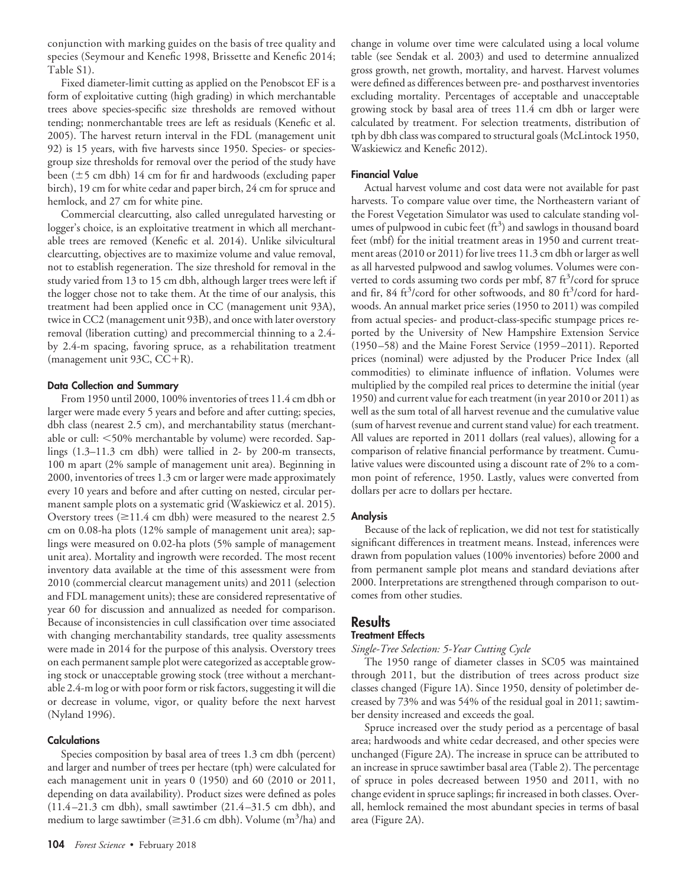conjunction with marking guides on the basis of tree quality and species (Seymour and Kenefic 1998, Brissette and Kenefic 2014; Table S1).

Fixed diameter-limit cutting as applied on the Penobscot EF is a form of exploitative cutting (high grading) in which merchantable trees above species-specific size thresholds are removed without tending; nonmerchantable trees are left as residuals (Kenefic et al. 2005). The harvest return interval in the FDL (management unit 92) is 15 years, with five harvests since 1950. Species- or species-group size thresholds for removal over the period of the study have been (±5 cm dbh) 14 cm for fir and hardwoods (excluding paper birch), 19 cm for white cedar and paper birch, 24 cm for spruce and hemlock, and 27 cm for white pine.

Commercial clearcutting, also called unregulated harvesting or logger's choice, is an exploitative treatment in which all merchantable trees are removed (Kenefic et al. 2014). Unlike silvicultural clearcutting, objectives are to maximize volume and value removal, not to establish regeneration. The size threshold for removal in the study varied from 13 to 15 cm dbh, although larger trees were left if the logger chose not to take them. At the time of our analysis, this treatment had been applied once in CC (management unit 93A), twice in CC2 (management unit 93B), and once with later overstory removal (liberation cutting) and precommercial thinning to a 2.4- by 2.4-m spacing, favoring spruce, as a rehabilitation treatment (management unit 93C, CC+R).

#### Data Collection and Summary

From 1950 until 2000, 100% inventories of trees 11.4 cm dbh or larger were made every 5 years and before and after cutting; species, dbh class (nearest 2.5 cm), and merchantability status (merchantable or cull: <50% merchantable by volume) were recorded. Saplings (1.3–11.3 cm dbh) were tallied in 2- by 200-m transects, 100 m apart (2% sample of management unit area). Beginning in 2000, inventories of trees 1.3 cm or larger were made approximately every 10 years and before and after cutting on nested, circular permanent sample plots on a systematic grid (Waskiewicz et al. 2015). Overstory trees (≥11.4 cm dbh) were measured to the nearest 2.5 cm on 0.08-ha plots (12% sample of management unit area); saplings were measured on 0.02-ha plots (5% sample of management unit area). Mortality and ingrowth were recorded. The most recent inventory data available at the time of this assessment were from 2010 (commercial clearcut management units) and 2011 (selection and FDL management units); these are considered representative of year 60 for discussion and annualized as needed for comparison. Because of inconsistencies in cull classification over time associated with changing merchantability standards, tree quality assessments were made in 2014 for the purpose of this analysis. Overstory trees on each permanent sample plot were categorized as acceptable growing stock or unacceptable growing stock (tree without a merchantable 2.4-m log or with poor form or risk factors, suggesting it will die or decrease in volume, vigor, or quality before the next harvest (Nyland 1996).

#### Calculations

Species composition by basal area of trees 1.3 cm dbh (percent) and larger and number of trees per hectare (tph) were calculated for each management unit in years 0 (1950) and 60 (2010 or 2011, depending on data availability). Product sizes were defined as poles (11.4–21.3 cm dbh), small sawtimber (21.4–31.5 cm dbh), and medium to large sawtimber (≥31.6 cm dbh). Volume ($m^3$/ha) and change in volume over time were calculated using a local volume table (see Sendak et al. 2003) and used to determine annualized gross growth, net growth, mortality, and harvest. Harvest volumes were defined as differences between pre- and postharvest inventories excluding mortality. Percentages of acceptable and unacceptable growing stock by basal area of trees 11.4 cm dbh or larger were calculated by treatment. For selection treatments, distribution of tph by dbh class was compared to structural goals (McLintock 1950, Waskiewicz and Kenefic 2012).

#### Financial Value

Actual harvest volume and cost data were not available for past harvests. To compare value over time, the Northeastern variant of the Forest Vegetation Simulator was used to calculate standing volumes of pulpwood in cubic feet ($ft^3$) and sawlogs in thousand board feet (mbf) for the initial treatment areas in 1950 and current treatment areas (2010 or 2011) for live trees 11.3 cm dbh or larger as well as all harvested pulpwood and sawlog volumes. Volumes were converted to cords assuming two cords per mbf, 87 $ft^3$/cord for spruce and fir, 84 $ft^3$/cord for other softwoods, and 80 $ft^3$/cord for hardwoods. An annual market price series (1950 to 2011) was compiled from actual species- and product-class-specific stumpage prices reported by the University of New Hampshire Extension Service (1950–58) and the Maine Forest Service (1959–2011). Reported prices (nominal) were adjusted by the Producer Price Index (all commodities) to eliminate influence of inflation. Volumes were multiplied by the compiled real prices to determine the initial (year 1950) and current value for each treatment (in year 2010 or 2011) as well as the sum total of all harvest revenue and the cumulative value (sum of harvest revenue and current stand value) for each treatment. All values are reported in 2011 dollars (real values), allowing for a comparison of relative financial performance by treatment. Cumulative values were discounted using a discount rate of 2% to a common point of reference, 1950. Lastly, values were converted from dollars per acre to dollars per hectare.

#### Analysis

Because of the lack of replication, we did not test for statistically significant differences in treatment means. Instead, inferences were drawn from population values (100% inventories) before 2000 and from permanent sample plot means and standard deviations after 2000. Interpretations are strengthened through comparison to outcomes from other studies.

## Results

### Treatment Effects

*Single-Tree Selection: 5-Year Cutting Cycle*

The 1950 range of diameter classes in SC05 was maintained through 2011, but the distribution of trees across product size classes changed (Figure 1A). Since 1950, density of poletimber decreased by 73% and was 54% of the residual goal in 2011; sawtimber density increased and exceeds the goal.

Spruce increased over the study period as a percentage of basal area; hardwoods and white cedar decreased, and other species were unchanged (Figure 2A). The increase in spruce can be attributed to an increase in spruce sawtimber basal area (Table 2). The percentage of spruce in poles decreased between 1950 and 2011, with no change evident in spruce saplings; fir increased in both classes. Overall, hemlock remained the most abundant species in terms of basal area (Figure 2A).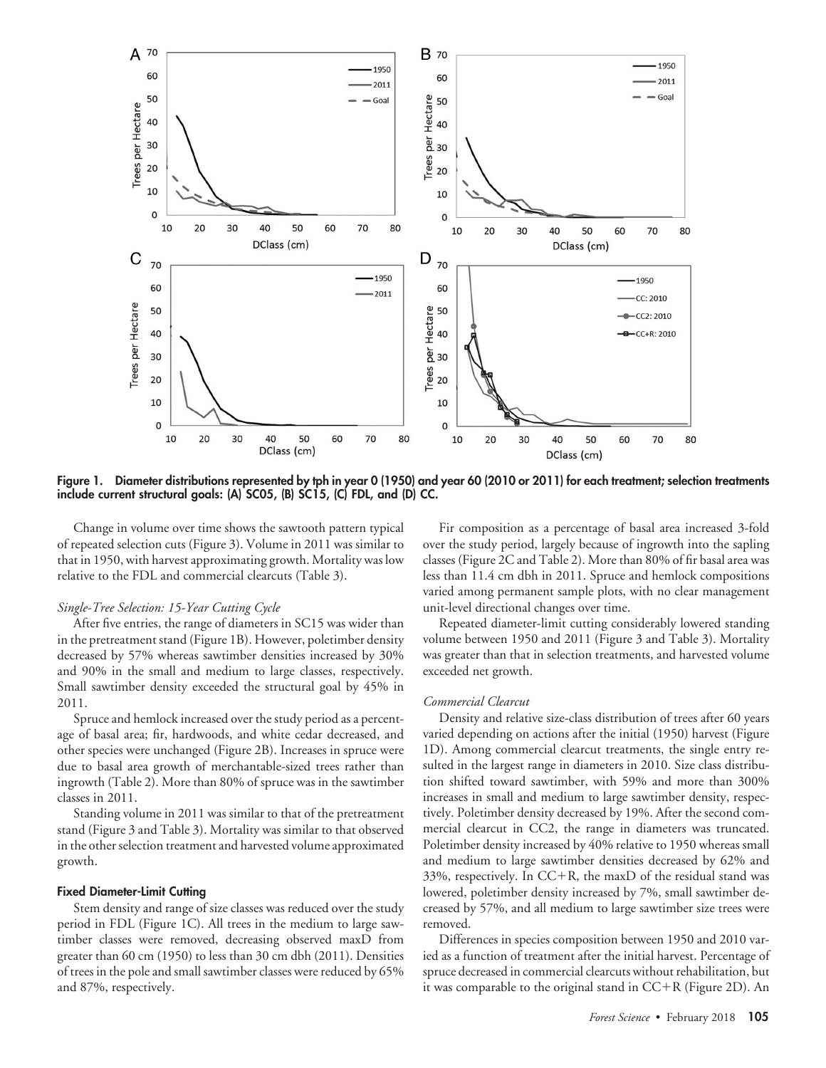Figure 1. Diameter distributions represented by tph in year 0 (1950) and year 60 (2010 or 2011) for each treatment; selection treatments include current structural goals: (A) SC05, (B) SC15, (C) FDL, and (D) CC.

Change in volume over time shows the sawtooth pattern typical of repeated selection cuts (Figure 3). Volume in 2011 was similar to that in 1950, with harvest approximating growth. Mortality was low relative to the FDL and commercial clearcuts (Table 3).

*Single-Tree Selection: 15-Year Cutting Cycle*

After five entries, the range of diameters in SC15 was wider than in the pretreatment stand (Figure 1B). However, poletimber density decreased by 57% whereas sawtimber densities increased by 30% and 90% in the small and medium to large classes, respectively. Small sawtimber density exceeded the structural goal by 45% in 2011.

Spruce and hemlock increased over the study period as a percentage of basal area; fir, hardwoods, and white cedar decreased, and other species were unchanged (Figure 2B). Increases in spruce were due to basal area growth of merchantable-sized trees rather than ingrowth (Table 2). More than 80% of spruce was in the sawtimber classes in 2011.

Standing volume in 2011 was similar to that of the pretreatment stand (Figure 3 and Table 3). Mortality was similar to that observed in the other selection treatment and harvested volume approximated growth.

### Fixed Diameter-Limit Cutting

Stem density and range of size classes was reduced over the study period in FDL (Figure 1C). All trees in the medium to large sawtimber classes were removed, decreasing observed maxD from greater than 60 cm (1950) to less than 30 cm dbh (2011). Densities of trees in the pole and small sawtimber classes were reduced by 65% and 87%, respectively.

Fir composition as a percentage of basal area increased 3-fold over the study period, largely because of ingrowth into the sapling classes (Figure 2C and Table 2). More than 80% of fir basal area was less than 11.4 cm dbh in 2011. Spruce and hemlock compositions varied among permanent sample plots, with no clear management unit-level directional changes over time.

Repeated diameter-limit cutting considerably lowered standing volume between 1950 and 2011 (Figure 3 and Table 3). Mortality was greater than that in selection treatments, and harvested volume exceeded net growth.

*Commercial Clearcut*

Density and relative size-class distribution of trees after 60 years varied depending on actions after the initial (1950) harvest (Figure 1D). Among commercial clearcut treatments, the single entry resulted in the largest range in diameters in 2010. Size class distribution shifted toward sawtimber, with 59% and more than 300% increases in small and medium to large sawtimber density, respectively. Poletimber density decreased by 19%. After the second commercial clearcut in CC2, the range in diameters was truncated. Poletimber density increased by 40% relative to 1950 whereas small and medium to large sawtimber densities decreased by 62% and 33%, respectively. In CC+R, the maxD of the residual stand was lowered, poletimber density increased by 7%, small sawtimber decreased by 57%, and all medium to large sawtimber size trees were removed.

Differences in species composition between 1950 and 2010 varied as a function of treatment after the initial harvest. Percentage of spruce decreased in commercial clearcuts without rehabilitation, but it was comparable to the original stand in CC+R (Figure 2D). An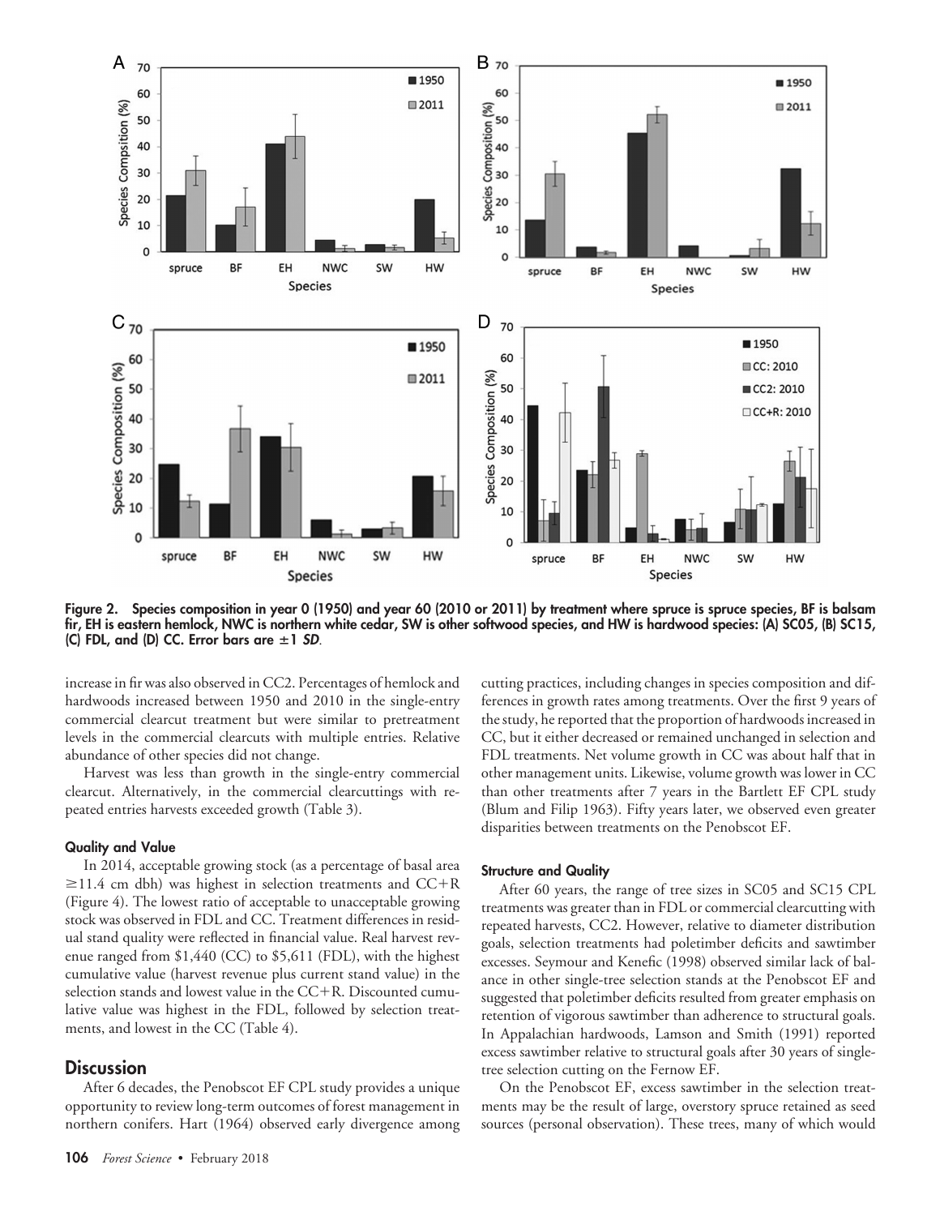Figure 2. Species composition in year 0 (1950) and year 60 (2010 or 2011) by treatment where spruce is spruce species, BF is balsam fir, EH is eastern hemlock, NWC is northern white cedar, SW is other softwood species, and HW is hardwood species: (A) SC05, (B) SC15, (C) FDL, and (D) CC. Error bars are ±1 *SD*.

increase in fir was also observed in CC2. Percentages of hemlock and hardwoods increased between 1950 and 2010 in the single-entry commercial clearcut treatment but were similar to pretreatment levels in the commercial clearcuts with multiple entries. Relative abundance of other species did not change.

Harvest was less than growth in the single-entry commercial clearcut. Alternatively, in the commercial clearcuttings with repeated entries harvests exceeded growth (Table 3).

#### Quality and Value

In 2014, acceptable growing stock (as a percentage of basal area ≥11.4 cm dbh) was highest in selection treatments and CC+R (Figure 4). The lowest ratio of acceptable to unacceptable growing stock was observed in FDL and CC. Treatment differences in residual stand quality were reflected in financial value. Real harvest revenue ranged from $1,440 (CC) to $5,611 (FDL), with the highest cumulative value (harvest revenue plus current stand value) in the selection stands and lowest value in the CC+R. Discounted cumulative value was highest in the FDL, followed by selection treatments, and lowest in the CC (Table 4).

## Discussion

After 6 decades, the Penobscot EF CPL study provides a unique opportunity to review long-term outcomes of forest management in northern conifers. Hart (1964) observed early divergence among cutting practices, including changes in species composition and differences in growth rates among treatments. Over the first 9 years of the study, he reported that the proportion of hardwoods increased in CC, but it either decreased or remained unchanged in selection and FDL treatments. Net volume growth in CC was about half that in other management units. Likewise, volume growth was lower in CC than other treatments after 7 years in the Bartlett EF CPL study (Blum and Filip 1963). Fifty years later, we observed even greater disparities between treatments on the Penobscot EF.

#### Structure and Quality

After 60 years, the range of tree sizes in SC05 and SC15 CPL treatments was greater than in FDL or commercial clearcutting with repeated harvests, CC2. However, relative to diameter distribution goals, selection treatments had poletimber deficits and sawtimber excesses. Seymour and Kenefic (1998) observed similar lack of balance in other single-tree selection stands at the Penobscot EF and suggested that poletimber deficits resulted from greater emphasis on retention of vigorous sawtimber than adherence to structural goals. In Appalachian hardwoods, Lamson and Smith (1991) reported excess sawtimber relative to structural goals after 30 years of single-tree selection cutting on the Fernow EF.

On the Penobscot EF, excess sawtimber in the selection treatments may be the result of large, overstory spruce retained as seed sources (personal observation). These trees, many of which would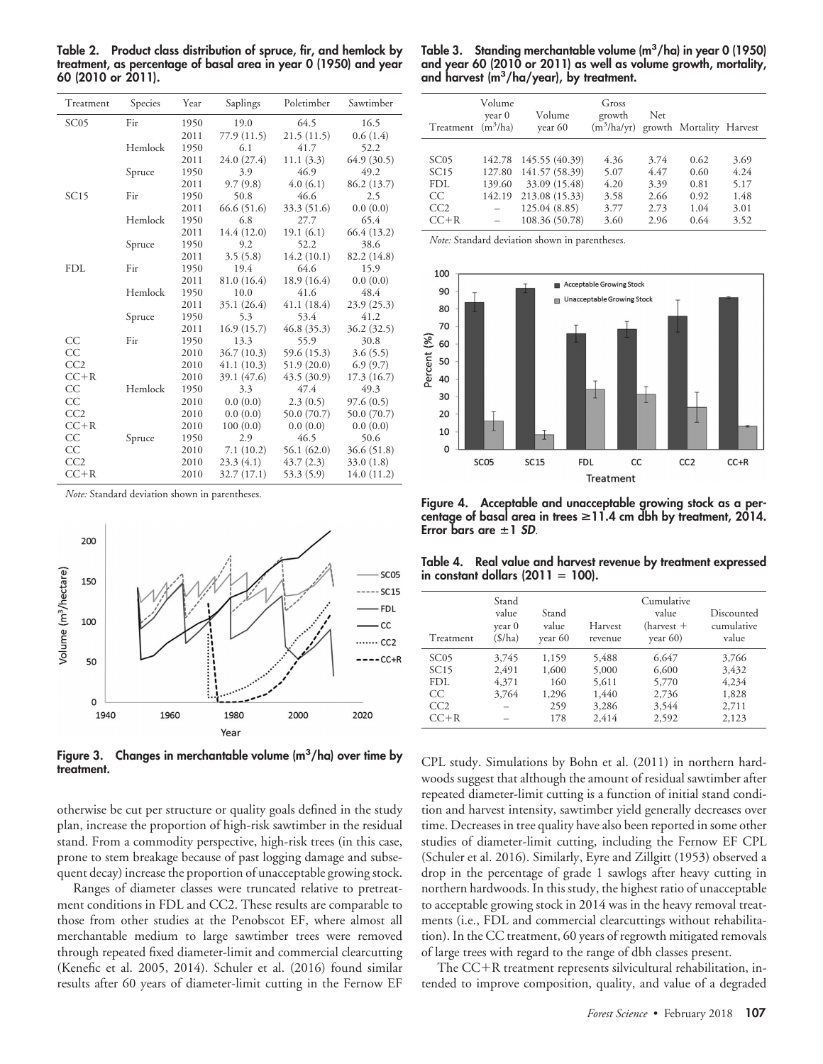**Table 2. Product class distribution of spruce, fir, and hemlock by treatment, as percentage of basal area in year 0 (1950) and year 60 (2010 or 2011).**

| Treatment | Species | Year | Saplings | Poletimber | Sawtimber |
|---|---|---|---|---|---|
| SC05 | Fir | 1950 | 19.0 | 64.5 | 16.5 |
| | | 2011 | 77.9 (11.5) | 21.5 (11.5) | 0.6 (1.4) |
| | Hemlock | 1950 | 6.1 | 41.7 | 52.2 |
| | | 2011 | 24.0 (27.4) | 11.1 (3.3) | 64.9 (30.5) |
| | Spruce | 1950 | 3.9 | 46.9 | 49.2 |
| | | 2011 | 9.7 (9.8) | 4.0 (6.1) | 86.2 (13.7) |
| SC15 | Fir | 1950 | 50.8 | 46.6 | 2.5 |
| | | 2011 | 66.6 (51.6) | 33.3 (51.6) | 0.0 (0.0) |
| | Hemlock | 1950 | 6.8 | 27.7 | 65.4 |
| | | 2011 | 14.4 (12.0) | 19.1 (6.1) | 66.4 (13.2) |
| | Spruce | 1950 | 9.2 | 52.2 | 38.6 |
| | | 2011 | 3.5 (5.8) | 14.2 (10.1) | 82.2 (14.8) |
| FDL | Fir | 1950 | 19.4 | 64.6 | 15.9 |
| | | 2011 | 81.0 (16.4) | 18.9 (16.4) | 0.0 (0.0) |
| | Hemlock | 1950 | 10.0 | 41.6 | 48.4 |
| | | 2011 | 35.1 (26.4) | 41.1 (18.4) | 23.9 (25.3) |
| | Spruce | 1950 | 5.3 | 53.4 | 41.2 |
| | | 2011 | 16.9 (15.7) | 46.8 (35.3) | 36.2 (32.5) |
| CC | Fir | 1950 | 13.3 | 55.9 | 30.8 |
| CC | | 2010 | 36.7 (10.3) | 59.6 (15.3) | 3.6 (5.5) |
| CC2 | | 2010 | 41.1 (10.3) | 51.9 (20.0) | 6.9 (9.7) |
| CC+R | | 2010 | 39.1 (47.6) | 43.5 (30.9) | 17.3 (16.7) |
| CC | Hemlock | 1950 | 3.3 | 47.4 | 49.3 |
| CC | | 2010 | 0.0 (0.0) | 2.3 (0.5) | 97.6 (0.5) |
| CC2 | | 2010 | 0.0 (0.0) | 50.0 (70.7) | 50.0 (70.7) |
| CC+R | | 2010 | 100 (0.0) | 0.0 (0.0) | 0.0 (0.0) |
| CC | Spruce | 1950 | 2.9 | 46.5 | 50.6 |
| CC | | 2010 | 7.1 (10.2) | 56.1 (62.0) | 36.6 (51.8) |
| CC2 | | 2010 | 23.3 (4.1) | 43.7 (2.3) | 33.0 (1.8) |
| CC+R | | 2010 | 32.7 (17.1) | 53.3 (5.9) | 14.0 (11.2) |

*Note:* Standard deviation shown in parentheses.

**Figure 3. Changes in merchantable volume ($m^3$/ha) over time by treatment.**

**Table 3. Standing merchantable volume ($m^3$/ha) in year 0 (1950) and year 60 (2010 or 2011) as well as volume growth, mortality, and harvest ($m^3$/ha/year), by treatment.**

| Treatment | Volume year 0 ($m^3$/ha) | Volume year 60 | Gross growth ($m^3$/ha/yr) | Net growth | Mortality | Harvest |
|---|---|---|---|---|---|---|
| SC05 | 142.78 | 145.55 (40.39) | 4.36 | 3.74 | 0.62 | 3.69 |
| SC15 | 127.80 | 141.57 (58.39) | 5.07 | 4.47 | 0.60 | 4.24 |
| FDL | 139.60 | 33.09 (15.48) | 4.20 | 3.39 | 0.81 | 5.17 |
| CC | 142.19 | 213.08 (15.33) | 3.58 | 2.66 | 0.92 | 1.48 |
| CC2 | – | 125.04 (8.85) | 3.77 | 2.73 | 1.04 | 3.01 |
| CC+R | – | 108.36 (50.78) | 3.60 | 2.96 | 0.64 | 3.52 |

*Note:* Standard deviation shown in parentheses.

**Figure 4. Acceptable and unacceptable growing stock as a percentage of basal area in trees ≥11.4 cm dbh by treatment, 2014. Error bars are ±1 *SD*.**

**Table 4. Real value and harvest revenue by treatment expressed in constant dollars (2011 = 100).**

| Treatment | Stand value year 0 ($/ha) | Stand value year 60 | Harvest revenue | Cumulative value (harvest + year 60) | Discounted cumulative value |
|---|---|---|---|---|---|
| SC05 | 3,745 | 1,159 | 5,488 | 6,647 | 3,766 |
| SC15 | 2,491 | 1,600 | 5,000 | 6,600 | 3,432 |
| FDL | 4,371 | 160 | 5,611 | 5,770 | 4,234 |
| CC | 3,764 | 1,296 | 1,440 | 2,736 | 1,828 |
| CC2 | – | 259 | 3,286 | 3,544 | 2,711 |
| CC+R | – | 178 | 2,414 | 2,592 | 2,123 |

otherwise be cut per structure or quality goals defined in the study plan, increase the proportion of high-risk sawtimber in the residual stand. From a commodity perspective, high-risk trees (in this case, prone to stem breakage because of past logging damage and subsequent decay) increase the proportion of unacceptable growing stock.

Ranges of diameter classes were truncated relative to pretreatment conditions in FDL and CC2. These results are comparable to those from other studies at the Penobscot EF, where almost all merchantable medium to large sawtimber trees were removed through repeated fixed diameter-limit and commercial clearcutting (Kenefic et al. 2005, 2014). Schuler et al. (2016) found similar results after 60 years of diameter-limit cutting in the Fernow EF CPL study. Simulations by Bohn et al. (2011) in northern hardwoods suggest that although the amount of residual sawtimber after repeated diameter-limit cutting is a function of initial stand condition and harvest intensity, sawtimber yield generally decreases over time. Decreases in tree quality have also been reported in some other studies of diameter-limit cutting, including the Fernow EF CPL (Schuler et al. 2016). Similarly, Eyre and Zillgitt (1953) observed a drop in the percentage of grade 1 sawlogs after heavy cutting in northern hardwoods. In this study, the highest ratio of unacceptable to acceptable growing stock in 2014 was in the heavy removal treatments (i.e., FDL and commercial clearcuttings without rehabilitation). In the CC treatment, 60 years of regrowth mitigated removals of large trees with regard to the range of dbh classes present.

The CC+R treatment represents silvicultural rehabilitation, intended to improve composition, quality, and value of a degraded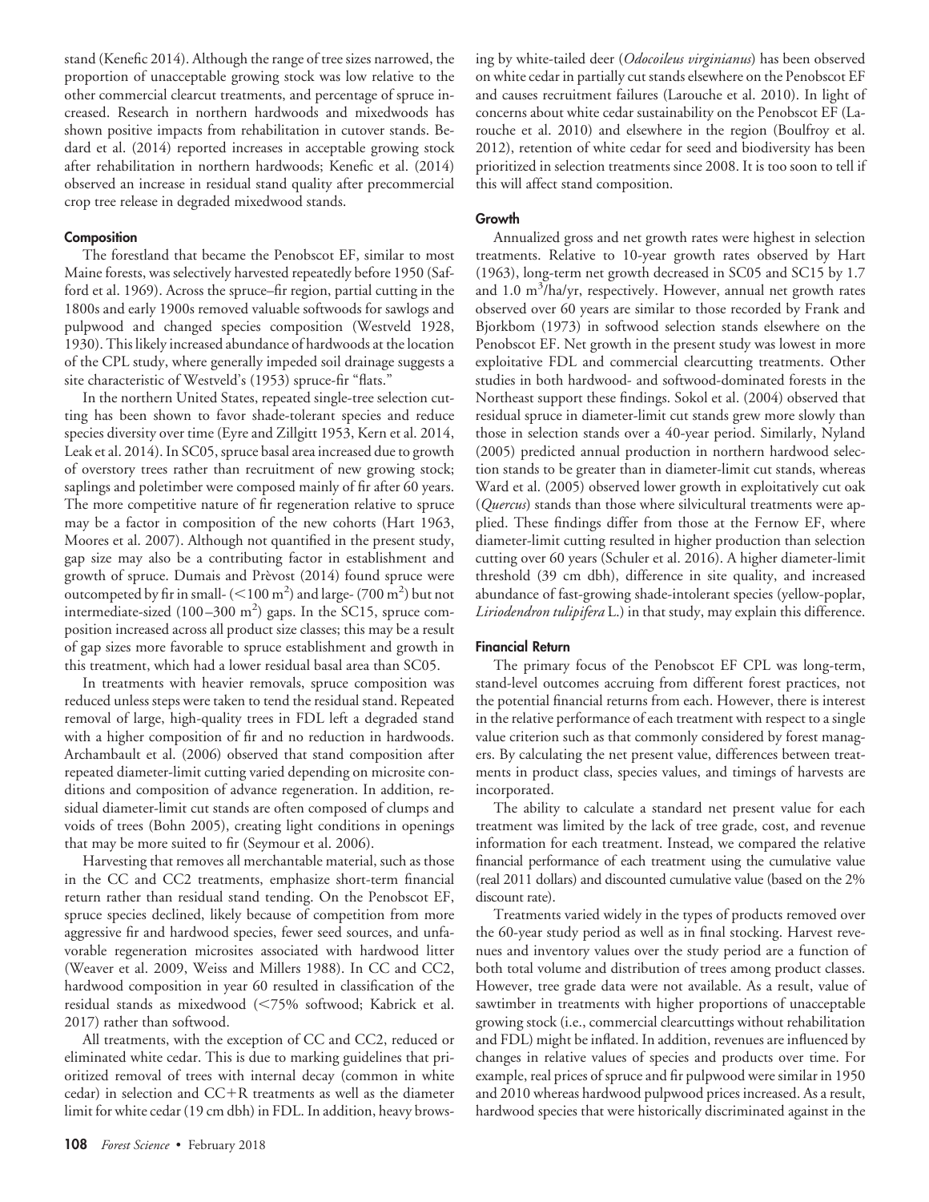stand (Kenefic 2014). Although the range of tree sizes narrowed, the proportion of unacceptable growing stock was low relative to the other commercial clearcut treatments, and percentage of spruce increased. Research in northern hardwoods and mixedwoods has shown positive impacts from rehabilitation in cutover stands. Bedard et al. (2014) reported increases in acceptable growing stock after rehabilitation in northern hardwoods; Kenefic et al. (2014) observed an increase in residual stand quality after precommercial crop tree release in degraded mixedwood stands.

### Composition

The forestland that became the Penobscot EF, similar to most Maine forests, was selectively harvested repeatedly before 1950 (Safford et al. 1969). Across the spruce–fir region, partial cutting in the 1800s and early 1900s removed valuable softwoods for sawlogs and pulpwood and changed species composition (Westveld 1928, 1930). This likely increased abundance of hardwoods at the location of the CPL study, where generally impeded soil drainage suggests a site characteristic of Westveld's (1953) spruce-fir "flats."

In the northern United States, repeated single-tree selection cutting has been shown to favor shade-tolerant species and reduce species diversity over time (Eyre and Zillgitt 1953, Kern et al. 2014, Leak et al. 2014). In SC05, spruce basal area increased due to growth of overstory trees rather than recruitment of new growing stock; saplings and poletimber were composed mainly of fir after 60 years. The more competitive nature of fir regeneration relative to spruce may be a factor in composition of the new cohorts (Hart 1963, Moores et al. 2007). Although not quantified in the present study, gap size may also be a contributing factor in establishment and growth of spruce. Dumais and Prèvost (2014) found spruce were outcompeted by fir in small- ($<100$ m$^2$) and large- (700 m$^2$) but not intermediate-sized (100–300 m$^2$) gaps. In the SC15, spruce composition increased across all product size classes; this may be a result of gap sizes more favorable to spruce establishment and growth in this treatment, which had a lower residual basal area than SC05.

In treatments with heavier removals, spruce composition was reduced unless steps were taken to tend the residual stand. Repeated removal of large, high-quality trees in FDL left a degraded stand with a higher composition of fir and no reduction in hardwoods. Archambault et al. (2006) observed that stand composition after repeated diameter-limit cutting varied depending on microsite conditions and composition of advance regeneration. In addition, residual diameter-limit cut stands are often composed of clumps and voids of trees (Bohn 2005), creating light conditions in openings that may be more suited to fir (Seymour et al. 2006).

Harvesting that removes all merchantable material, such as those in the CC and CC2 treatments, emphasize short-term financial return rather than residual stand tending. On the Penobscot EF, spruce species declined, likely because of competition from more aggressive fir and hardwood species, fewer seed sources, and unfavorable regeneration microsites associated with hardwood litter (Weaver et al. 2009, Weiss and Millers 1988). In CC and CC2, hardwood composition in year 60 resulted in classification of the residual stands as mixedwood (<75% softwood; Kabrick et al. 2017) rather than softwood.

All treatments, with the exception of CC and CC2, reduced or eliminated white cedar. This is due to marking guidelines that prioritized removal of trees with internal decay (common in white cedar) in selection and CC+R treatments as well as the diameter limit for white cedar (19 cm dbh) in FDL. In addition, heavy browsing by white-tailed deer (*Odocoileus virginianus*) has been observed on white cedar in partially cut stands elsewhere on the Penobscot EF and causes recruitment failures (Larouche et al. 2010). In light of concerns about white cedar sustainability on the Penobscot EF (Larouche et al. 2010) and elsewhere in the region (Boulfroy et al. 2012), retention of white cedar for seed and biodiversity has been prioritized in selection treatments since 2008. It is too soon to tell if this will affect stand composition.

### Growth

Annualized gross and net growth rates were highest in selection treatments. Relative to 10-year growth rates observed by Hart (1963), long-term net growth decreased in SC05 and SC15 by 1.7 and 1.0 m$^3$/ha/yr, respectively. However, annual net growth rates observed over 60 years are similar to those recorded by Frank and Bjorkbom (1973) in softwood selection stands elsewhere on the Penobscot EF. Net growth in the present study was lowest in more exploitative FDL and commercial clearcutting treatments. Other studies in both hardwood- and softwood-dominated forests in the Northeast support these findings. Sokol et al. (2004) observed that residual spruce in diameter-limit cut stands grew more slowly than those in selection stands over a 40-year period. Similarly, Nyland (2005) predicted annual production in northern hardwood selection stands to be greater than in diameter-limit cut stands, whereas Ward et al. (2005) observed lower growth in exploitatively cut oak (*Quercus*) stands than those where silvicultural treatments were applied. These findings differ from those at the Fernow EF, where diameter-limit cutting resulted in higher production than selection cutting over 60 years (Schuler et al. 2016). A higher diameter-limit threshold (39 cm dbh), difference in site quality, and increased abundance of fast-growing shade-intolerant species (yellow-poplar, *Liriodendron tulipifera* L.) in that study, may explain this difference.

### Financial Return

The primary focus of the Penobscot EF CPL was long-term, stand-level outcomes accruing from different forest practices, not the potential financial returns from each. However, there is interest in the relative performance of each treatment with respect to a single value criterion such as that commonly considered by forest managers. By calculating the net present value, differences between treatments in product class, species values, and timings of harvests are incorporated.

The ability to calculate a standard net present value for each treatment was limited by the lack of tree grade, cost, and revenue information for each treatment. Instead, we compared the relative financial performance of each treatment using the cumulative value (real 2011 dollars) and discounted cumulative value (based on the 2% discount rate).

Treatments varied widely in the types of products removed over the 60-year study period as well as in final stocking. Harvest revenues and inventory values over the study period are a function of both total volume and distribution of trees among product classes. However, tree grade data were not available. As a result, value of sawtimber in treatments with higher proportions of unacceptable growing stock (i.e., commercial clearcuttings without rehabilitation and FDL) might be inflated. In addition, revenues are influenced by changes in relative values of species and products over time. For example, real prices of spruce and fir pulpwood were similar in 1950 and 2010 whereas hardwood pulpwood prices increased. As a result, hardwood species that were historically discriminated against in the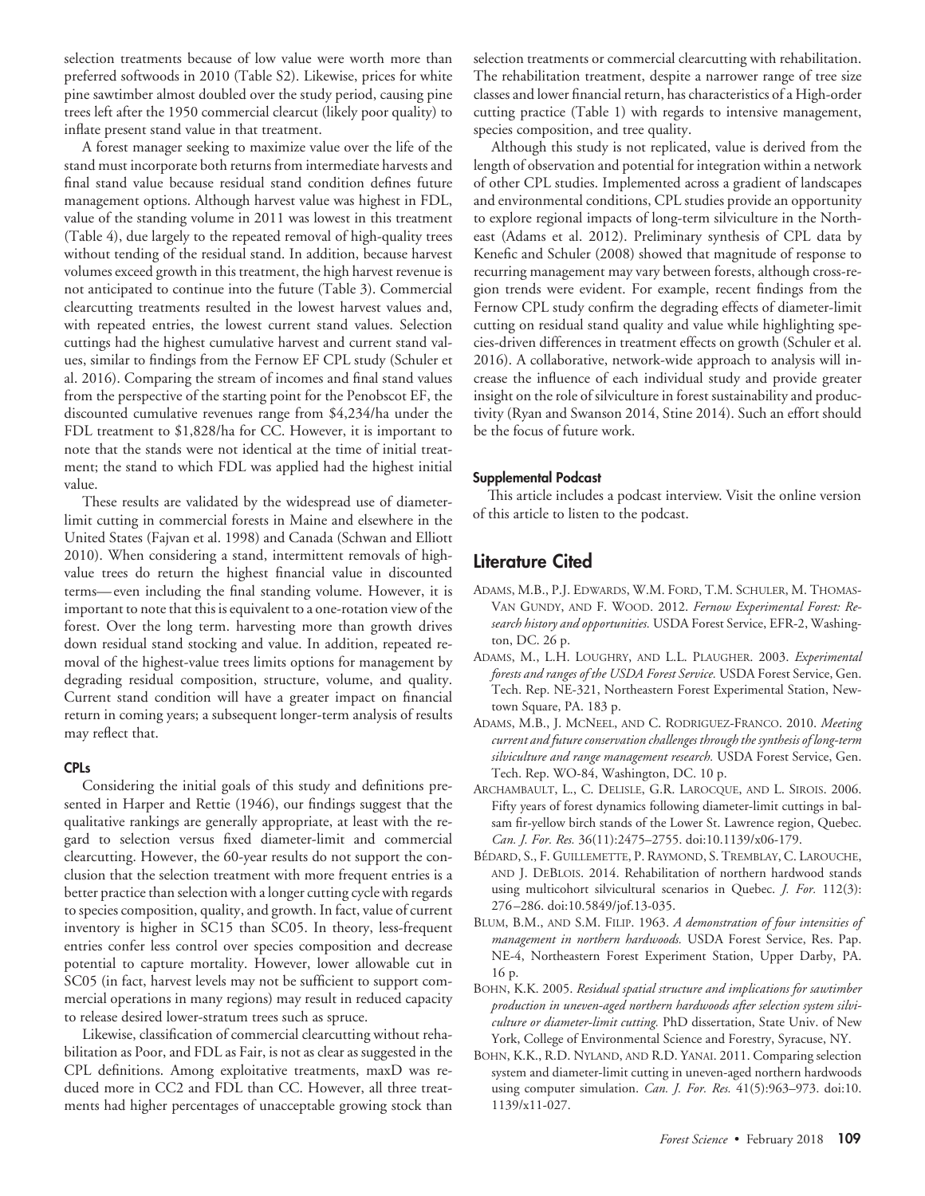selection treatments because of low value were worth more than preferred softwoods in 2010 (Table S2). Likewise, prices for white pine sawtimber almost doubled over the study period, causing pine trees left after the 1950 commercial clearcut (likely poor quality) to inflate present stand value in that treatment.

A forest manager seeking to maximize value over the life of the stand must incorporate both returns from intermediate harvests and final stand value because residual stand condition defines future management options. Although harvest value was highest in FDL, value of the standing volume in 2011 was lowest in this treatment (Table 4), due largely to the repeated removal of high-quality trees without tending of the residual stand. In addition, because harvest volumes exceed growth in this treatment, the high harvest revenue is not anticipated to continue into the future (Table 3). Commercial clearcutting treatments resulted in the lowest harvest values and, with repeated entries, the lowest current stand values. Selection cuttings had the highest cumulative harvest and current stand values, similar to findings from the Fernow EF CPL study (Schuler et al. 2016). Comparing the stream of incomes and final stand values from the perspective of the starting point for the Penobscot EF, the discounted cumulative revenues range from $4,234/ha under the FDL treatment to $1,828/ha for CC. However, it is important to note that the stands were not identical at the time of initial treatment; the stand to which FDL was applied had the highest initial value.

These results are validated by the widespread use of diameter-limit cutting in commercial forests in Maine and elsewhere in the United States (Fajvan et al. 1998) and Canada (Schwan and Elliott 2010). When considering a stand, intermittent removals of high-value trees do return the highest financial value in discounted terms—even including the final standing volume. However, it is important to note that this is equivalent to a one-rotation view of the forest. Over the long term. harvesting more than growth drives down residual stand stocking and value. In addition, repeated removal of the highest-value trees limits options for management by degrading residual composition, structure, volume, and quality. Current stand condition will have a greater impact on financial return in coming years; a subsequent longer-term analysis of results may reflect that.

### CPLs

Considering the initial goals of this study and definitions presented in Harper and Rettie (1946), our findings suggest that the qualitative rankings are generally appropriate, at least with the regard to selection versus fixed diameter-limit and commercial clearcutting. However, the 60-year results do not support the conclusion that the selection treatment with more frequent entries is a better practice than selection with a longer cutting cycle with regards to species composition, quality, and growth. In fact, value of current inventory is higher in SC15 than SC05. In theory, less-frequent entries confer less control over species composition and decrease potential to capture mortality. However, lower allowable cut in SC05 (in fact, harvest levels may not be sufficient to support commercial operations in many regions) may result in reduced capacity to release desired lower-stratum trees such as spruce.

Likewise, classification of commercial clearcutting without rehabilitation as Poor, and FDL as Fair, is not as clear as suggested in the CPL definitions. Among exploitative treatments, maxD was reduced more in CC2 and FDL than CC. However, all three treatments had higher percentages of unacceptable growing stock than selection treatments or commercial clearcutting with rehabilitation. The rehabilitation treatment, despite a narrower range of tree size classes and lower financial return, has characteristics of a High-order cutting practice (Table 1) with regards to intensive management, species composition, and tree quality.

Although this study is not replicated, value is derived from the length of observation and potential for integration within a network of other CPL studies. Implemented across a gradient of landscapes and environmental conditions, CPL studies provide an opportunity to explore regional impacts of long-term silviculture in the Northeast (Adams et al. 2012). Preliminary synthesis of CPL data by Kenefic and Schuler (2008) showed that magnitude of response to recurring management may vary between forests, although cross-region trends were evident. For example, recent findings from the Fernow CPL study confirm the degrading effects of diameter-limit cutting on residual stand quality and value while highlighting species-driven differences in treatment effects on growth (Schuler et al. 2016). A collaborative, network-wide approach to analysis will increase the influence of each individual study and provide greater insight on the role of silviculture in forest sustainability and productivity (Ryan and Swanson 2014, Stine 2014). Such an effort should be the focus of future work.

### Supplemental Podcast

This article includes a podcast interview. Visit the online version of this article to listen to the podcast.

## Literature Cited

Adams, M.B., P.J. Edwards, W.M. Ford, T.M. Schuler, M. Thomas-Van Gundy, and F. Wood. 2012. *Fernow Experimental Forest: Research history and opportunities.* USDA Forest Service, EFR-2, Washington, DC. 26 p.

Adams, M., L.H. Loughry, and L.L. Plaugher. 2003. *Experimental forests and ranges of the USDA Forest Service.* USDA Forest Service, Gen. Tech. Rep. NE-321, Northeastern Forest Experimental Station, Newtown Square, PA. 183 p.

Adams, M.B., J. McNeel, and C. Rodriguez-Franco. 2010. *Meeting current and future conservation challenges through the synthesis of long-term silviculture and range management research.* USDA Forest Service, Gen. Tech. Rep. WO-84, Washington, DC. 10 p.

Archambault, L., C. Delisle, G.R. Larocque, and L. Sirois. 2006. Fifty years of forest dynamics following diameter-limit cuttings in balsam fir-yellow birch stands of the Lower St. Lawrence region, Quebec. *Can. J. For. Res.* 36(11):2475–2755. doi:10.1139/x06-179.

Bédard, S., F. Guillemette, P. Raymond, S. Tremblay, C. Larouche, and J. DeBlois. 2014. Rehabilitation of northern hardwood stands using multicohort silvicultural scenarios in Quebec. *J. For.* 112(3): 276–286. doi:10.5849/jof.13-035.

Blum, B.M., and S.M. Filip. 1963. *A demonstration of four intensities of management in northern hardwoods.* USDA Forest Service, Res. Pap. NE-4, Northeastern Forest Experiment Station, Upper Darby, PA. 16 p.

Bohn, K.K. 2005. *Residual spatial structure and implications for sawtimber production in uneven-aged northern hardwoods after selection system silviculture or diameter-limit cutting.* PhD dissertation, State Univ. of New York, College of Environmental Science and Forestry, Syracuse, NY.

Bohn, K.K., R.D. Nyland, and R.D. Yanai. 2011. Comparing selection system and diameter-limit cutting in uneven-aged northern hardwoods using computer simulation. *Can. J. For. Res.* 41(5):963–973. doi:10.1139/x11-027.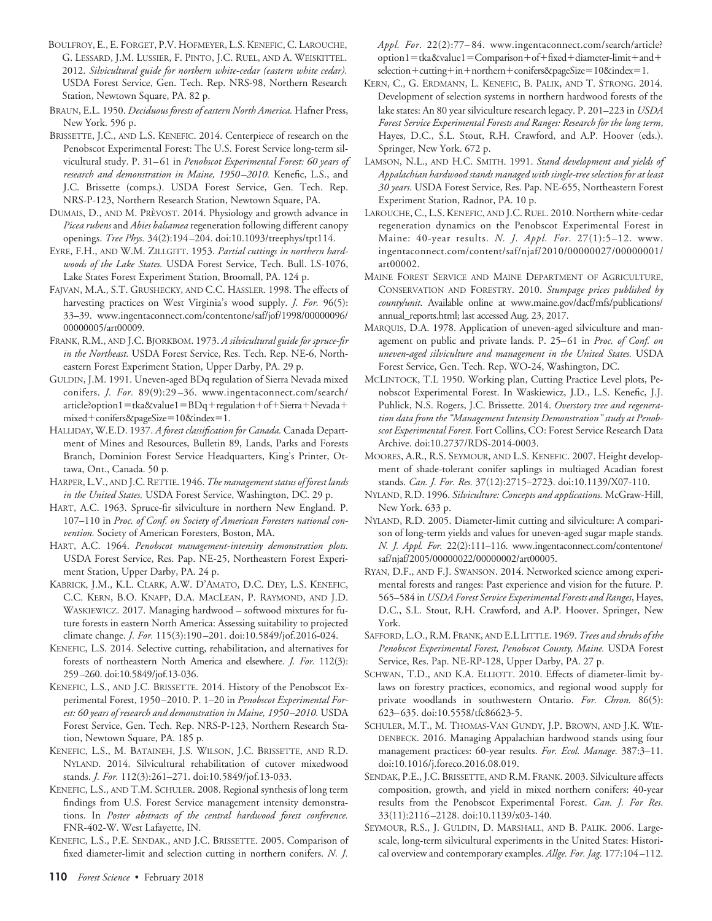Boulfroy, E., E. Forget, P.V. Hofmeyer, L.S. Kenefic, C. Larouche, G. Lessard, J.M. Lussier, F. Pinto, J.C. Ruel, and A. Weiskittel. 2012. *Silvicultural guide for northern white-cedar (eastern white cedar).* USDA Forest Service, Gen. Tech. Rep. NRS-98, Northern Research Station, Newtown Square, PA. 82 p.

Braun, E.L. 1950. *Deciduous forests of eastern North America.* Hafner Press, New York. 596 p.

Brissette, J.C., and L.S. Kenefic. 2014. Centerpiece of research on the Penobscot Experimental Forest: The U.S. Forest Service long-term silvicultural study. P. 31–61 in *Penobscot Experimental Forest: 60 years of research and demonstration in Maine, 1950–2010.* Kenefic, L.S., and J.C. Brissette (comps.). USDA Forest Service, Gen. Tech. Rep. NRS-P-123, Northern Research Station, Newtown Square, PA.

Dumais, D., and M. Prèvost. 2014. Physiology and growth advance in *Picea rubens* and *Abies balsamea* regeneration following different canopy openings. *Tree Phys.* 34(2):194–204. doi:10.1093/treephys/tpt114.

Eyre, F.H., and W.M. Zillgitt. 1953. *Partial cuttings in northern hardwoods of the Lake States.* USDA Forest Service, Tech. Bull. LS-1076, Lake States Forest Experiment Station, Broomall, PA. 124 p.

Fajvan, M.A., S.T. Grushecky, and C.C. Hassler. 1998. The effects of harvesting practices on West Virginia's wood supply. *J. For.* 96(5): 33–39. www.ingentaconnect.com/contentone/saf/jof/1998/00000096/00000005/art00009.

Frank, R.M., and J.C. Bjorkbom. 1973. *A silvicultural guide for spruce-fir in the Northeast.* USDA Forest Service, Res. Tech. Rep. NE-6, Northeastern Forest Experiment Station, Upper Darby, PA. 29 p.

Guldin, J.M. 1991. Uneven-aged BDq regulation of Sierra Nevada mixed conifers. *J. For.* 89(9):29–36. www.ingentaconnect.com/search/article?option1=tka&value1=BDq+regulation+of+Sierra+Nevada+mixed+conifers&pageSize=10&index=1.

Halliday, W.E.D. 1937. *A forest classification for Canada.* Canada Department of Mines and Resources, Bulletin 89, Lands, Parks and Forests Branch, Dominion Forest Service Headquarters, King's Printer, Ottawa, Ont., Canada. 50 p.

Harper, L.V., and J.C. Rettie. 1946. *The management status of forest lands in the United States.* USDA Forest Service, Washington, DC. 29 p.

Hart, A.C. 1963. Spruce-fir silviculture in northern New England. P. 107–110 in *Proc. of Conf. on Society of American Foresters national convention.* Society of American Foresters, Boston, MA.

Hart, A.C. 1964. *Penobscot management-intensity demonstration plots.* USDA Forest Service, Res. Pap. NE-25, Northeastern Forest Experiment Station, Upper Darby, PA. 24 p.

Kabrick, J.M., K.L. Clark, A.W. D'Amato, D.C. Dey, L.S. Kenefic, C.C. Kern, B.O. Knapp, D.A. MacLean, P. Raymond, and J.D. Waskiewicz. 2017. Managing hardwood – softwood mixtures for future forests in eastern North America: Assessing suitability to projected climate change. *J. For.* 115(3):190–201. doi:10.5849/jof.2016-024.

Kenefic, L.S. 2014. Selective cutting, rehabilitation, and alternatives for forests of northeastern North America and elsewhere. *J. For.* 112(3): 259–260. doi:10.5849/jof.13-036.

Kenefic, L.S., and J.C. Brissette. 2014. History of the Penobscot Experimental Forest, 1950–2010. P. 1–20 in *Penobscot Experimental Forest: 60 years of research and demonstration in Maine, 1950–2010.* USDA Forest Service, Gen. Tech. Rep. NRS-P-123, Northern Research Station, Newtown Square, PA. 185 p.

Kenefic, L.S., M. Bataineh, J.S. Wilson, J.C. Brissette, and R.D. Nyland. 2014. Silvicultural rehabilitation of cutover mixedwood stands. *J. For.* 112(3):261–271. doi:10.5849/jof.13-033.

Kenefic, L.S., and T.M. Schuler. 2008. Regional synthesis of long term findings from U.S. Forest Service management intensity demonstrations. In *Poster abstracts of the central hardwood forest conference.* FNR-402-W. West Lafayette, IN.

Kenefic, L.S., P.E. Sendak., and J.C. Brissette. 2005. Comparison of fixed diameter-limit and selection cutting in northern conifers. *N. J. Appl. For.* 22(2):77–84. www.ingentaconnect.com/search/article?option1=tka&value1=Comparison+of+fixed+diameter-limit+and+selection+cutting+in+northern+conifers&pageSize=10&index=1.

Kern, C., G. Erdmann, L. Kenefic, B. Palik, and T. Strong. 2014. Development of selection systems in northern hardwood forests of the lake states: An 80 year silviculture research legacy. P. 201–223 in *USDA Forest Service Experimental Forests and Ranges: Research for the long term*, Hayes, D.C., S.L. Stout, R.H. Crawford, and A.P. Hoover (eds.). Springer, New York. 672 p.

Lamson, N.L., and H.C. Smith. 1991. *Stand development and yields of Appalachian hardwood stands managed with single-tree selection for at least 30 years.* USDA Forest Service, Res. Pap. NE-655, Northeastern Forest Experiment Station, Radnor, PA. 10 p.

Larouche, C., L.S. Kenefic, and J.C. Ruel. 2010. Northern white-cedar regeneration dynamics on the Penobscot Experimental Forest in Maine: 40-year results. *N. J. Appl. For.* 27(1):5–12. www.ingentaconnect.com/content/saf/njaf/2010/00000027/00000001/art00002.

Maine Forest Service and Maine Department of Agriculture, Conservation and Forestry. 2010. *Stumpage prices published by county/unit.* Available online at www.maine.gov/dacf/mfs/publications/annual_reports.html; last accessed Aug. 23, 2017.

Marquis, D.A. 1978. Application of uneven-aged silviculture and management on public and private lands. P. 25–61 in *Proc. of Conf. on uneven-aged silviculture and management in the United States.* USDA Forest Service, Gen. Tech. Rep. WO-24, Washington, DC.

McLintock, T.L 1950. Working plan, Cutting Practice Level plots, Penobscot Experimental Forest. In Waskiewicz, J.D., L.S. Kenefic, J.J. Puhlick, N.S. Rogers, J.C. Brissette. 2014. *Overstory tree and regeneration data from the "Management Intensity Demonstration" study at Penobscot Experimental Forest.* Fort Collins, CO: Forest Service Research Data Archive. doi:10.2737/RDS-2014-0003.

Moores, A.R., R.S. Seymour, and L.S. Kenefic. 2007. Height development of shade-tolerant conifer saplings in multiaged Acadian forest stands. *Can. J. For. Res.* 37(12):2715–2723. doi:10.1139/X07-110.

Nyland, R.D. 1996. *Silviculture: Concepts and applications.* McGraw-Hill, New York. 633 p.

Nyland, R.D. 2005. Diameter-limit cutting and silviculture: A comparison of long-term yields and values for uneven-aged sugar maple stands. *N. J. Appl. For.* 22(2):111–116. www.ingentaconnect.com/contentone/saf/njaf/2005/00000022/00000002/art00005.

Ryan, D.F., and F.J. Swanson. 2014. Networked science among experimental forests and ranges: Past experience and vision for the future. P. 565–584 in *USDA Forest Service Experimental Forests and Ranges*, Hayes, D.C., S.L. Stout, R.H. Crawford, and A.P. Hoover. Springer, New York.

Safford, L.O., R.M. Frank, and E.L Little. 1969. *Trees and shrubs of the Penobscot Experimental Forest, Penobscot County, Maine.* USDA Forest Service, Res. Pap. NE-RP-128, Upper Darby, PA. 27 p.

Schwan, T.D., and K.A. Elliott. 2010. Effects of diameter-limit bylaws on forestry practices, economics, and regional wood supply for private woodlands in southwestern Ontario. *For. Chron.* 86(5): 623–635. doi:10.5558/tfc86623-5.

Schuler, M.T., M. Thomas-Van Gundy, J.P. Brown, and J.K. Wiedenbeck. 2016. Managing Appalachian hardwood stands using four management practices: 60-year results. *For. Ecol. Manage.* 387:3–11. doi:10.1016/j.foreco.2016.08.019.

Sendak, P.E., J.C. Brissette, and R.M. Frank. 2003. Silviculture affects composition, growth, and yield in mixed northern conifers: 40-year results from the Penobscot Experimental Forest. *Can. J. For Res*. 33(11):2116–2128. doi:10.1139/x03-140.

Seymour, R.S., J. Guldin, D. Marshall, and B. Palik. 2006. Large-scale, long-term silvicultural experiments in the United States: Historical overview and contemporary examples. *Allge. For. Jag.* 177:104–112.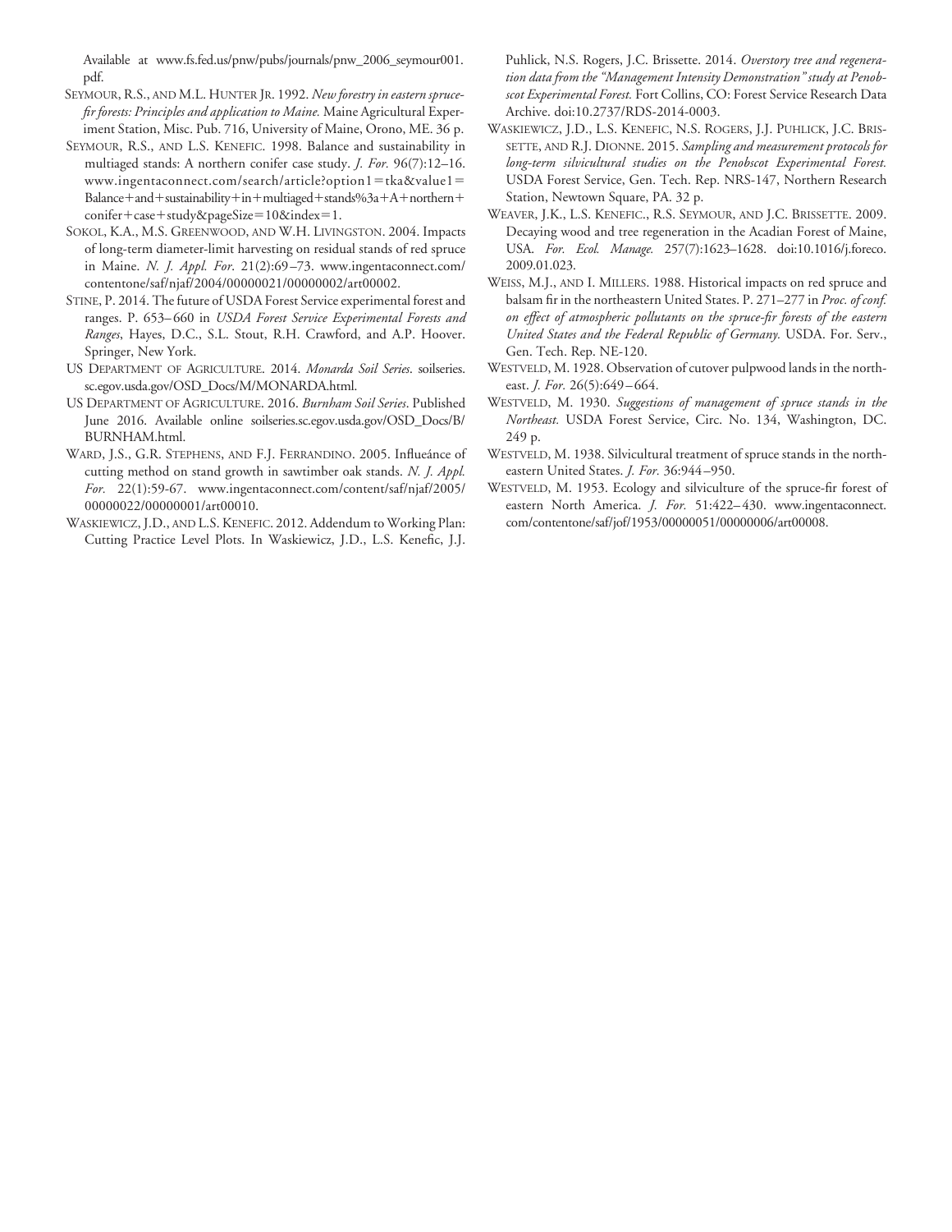Available at www.fs.fed.us/pnw/pubs/journals/pnw_2006_seymour001.pdf.

SEYMOUR, R.S., AND M.L. HUNTER JR. 1992. *New forestry in eastern spruce-fir forests: Principles and application to Maine.* Maine Agricultural Experiment Station, Misc. Pub. 716, University of Maine, Orono, ME. 36 p.

SEYMOUR, R.S., AND L.S. KENEFIC. 1998. Balance and sustainability in multiaged stands: A northern conifer case study. *J. For.* 96(7):12–16. www.ingentaconnect.com/search/article?option1=tka&value1=Balance+and+sustainability+in+multiaged+stands%3a+A+northern+conifer+case+study&pageSize=10&index=1.

SOKOL, K.A., M.S. GREENWOOD, AND W.H. LIVINGSTON. 2004. Impacts of long-term diameter-limit harvesting on residual stands of red spruce in Maine. *N. J. Appl. For*. 21(2):69–73. www.ingentaconnect.com/contentone/saf/njaf/2004/00000021/00000002/art00002.

STINE, P. 2014. The future of USDA Forest Service experimental forest and ranges. P. 653–660 in *USDA Forest Service Experimental Forests and Ranges*, Hayes, D.C., S.L. Stout, R.H. Crawford, and A.P. Hoover. Springer, New York.

US DEPARTMENT OF AGRICULTURE. 2014. *Monarda Soil Series*. soilseries.sc.egov.usda.gov/OSD_Docs/M/MONARDA.html.

US DEPARTMENT OF AGRICULTURE. 2016. *Burnham Soil Series*. Published June 2016. Available online soilseries.sc.egov.usda.gov/OSD_Docs/B/BURNHAM.html.

WARD, J.S., G.R. STEPHENS, AND F.J. FERRANDINO. 2005. Influeánce of cutting method on stand growth in sawtimber oak stands. *N. J. Appl. For*. 22(1):59-67. www.ingentaconnect.com/content/saf/njaf/2005/00000022/00000001/art00010.

WASKIEWICZ, J.D., AND L.S. KENEFIC. 2012. Addendum to Working Plan: Cutting Practice Level Plots. In Waskiewicz, J.D., L.S. Kenefic, J.J. Puhlick, N.S. Rogers, J.C. Brissette. 2014. *Overstory tree and regeneration data from the "Management Intensity Demonstration" study at Penobscot Experimental Forest.* Fort Collins, CO: Forest Service Research Data Archive. doi:10.2737/RDS-2014-0003.

WASKIEWICZ, J.D., L.S. KENEFIC, N.S. ROGERS, J.J. PUHLICK, J.C. BRISSETTE, AND R.J. DIONNE. 2015. *Sampling and measurement protocols for long-term silvicultural studies on the Penobscot Experimental Forest.* USDA Forest Service, Gen. Tech. Rep. NRS-147, Northern Research Station, Newtown Square, PA. 32 p.

WEAVER, J.K., L.S. KENEFIC., R.S. SEYMOUR, AND J.C. BRISSETTE. 2009. Decaying wood and tree regeneration in the Acadian Forest of Maine, USA. *For. Ecol. Manage.* 257(7):1623–1628. doi:10.1016/j.foreco.2009.01.023.

WEISS, M.J., AND I. MILLERS. 1988. Historical impacts on red spruce and balsam fir in the northeastern United States. P. 271–277 in *Proc. of conf. on effect of atmospheric pollutants on the spruce-fir forests of the eastern United States and the Federal Republic of Germany.* USDA. For. Serv., Gen. Tech. Rep. NE-120.

WESTVELD, M. 1928. Observation of cutover pulpwood lands in the northeast. *J. For*. 26(5):649–664.

WESTVELD, M. 1930. *Suggestions of management of spruce stands in the Northeast.* USDA Forest Service, Circ. No. 134, Washington, DC. 249 p.

WESTVELD, M. 1938. Silvicultural treatment of spruce stands in the northeastern United States. *J. For.* 36:944–950.

WESTVELD, M. 1953. Ecology and silviculture of the spruce-fir forest of eastern North America. *J. For.* 51:422–430. www.ingentaconnect.com/contentone/saf/jof/1953/00000051/00000006/art00008.